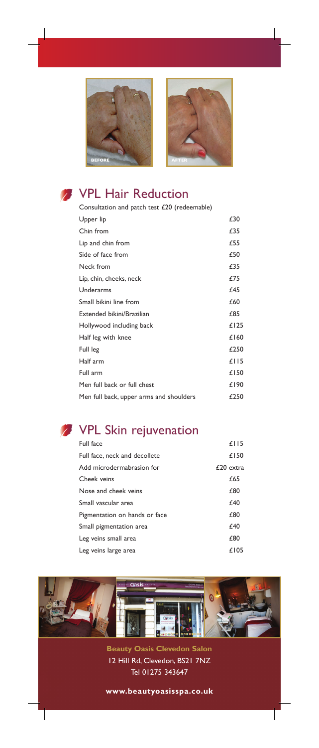## VPL Hair Reduction

Consultation and patch test £20 (redeemable)

| | |
|---|---|
| Upper lip | £30 |
| Chin from | £35 |
| Lip and chin from | £55 |
| Side of face from | £50 |
| Neck from | £35 |
| Lip, chin, cheeks, neck | £75 |
| Underarms | £45 |
| Small bikini line from | £60 |
| Extended bikini/Brazilian | £85 |
| Hollywood including back | £125 |
| Half leg with knee | £160 |
| Full leg | £250 |
| Half arm | £115 |
| Full arm | £150 |
| Men full back or full chest | £190 |
| Men full back, upper arms and shoulders | £250 |

## VPL Skin rejuvenation

| | |
|---|---|
| Full face | £115 |
| Full face, neck and decollete | £150 |
| Add microdermabrasion for | £20 extra |
| Cheek veins | £65 |
| Nose and cheek veins | £80 |
| Small vascular area | £40 |
| Pigmentation on hands or face | £80 |
| Small pigmentation area | £40 |
| Leg veins small area | £80 |
| Leg veins large area | £105 |

**Beauty Oasis Clevedon Salon**
12 Hill Rd, Clevedon, BS21 7NZ
Tel 01275 343647

**www.beautyoasisspa.co.uk**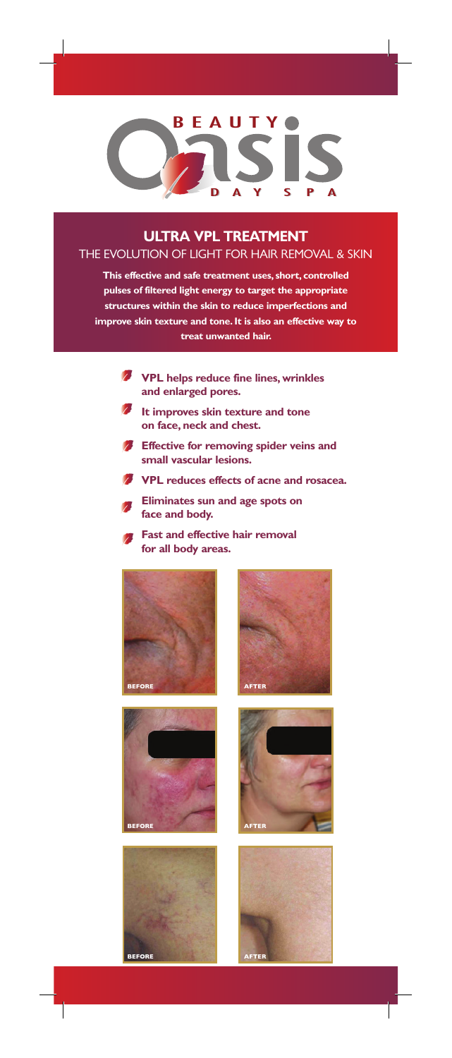# BEAUTY Oasis DAY SPA

## ULTRA VPL TREATMENT

THE EVOLUTION OF LIGHT FOR HAIR REMOVAL & SKIN

**This effective and safe treatment uses, short, controlled pulses of filtered light energy to target the appropriate structures within the skin to reduce imperfections and improve skin texture and tone. It is also an effective way to treat unwanted hair.**

- **VPL helps reduce fine lines, wrinkles and enlarged pores.**
- **It improves skin texture and tone on face, neck and chest.**
- **Effective for removing spider veins and small vascular lesions.**
- **VPL reduces effects of acne and rosacea.**
- **Eliminates sun and age spots on face and body.**
- **Fast and effective hair removal for all body areas.**

BEFORE

AFTER

BEFORE

AFTER

BEFORE

AFTER